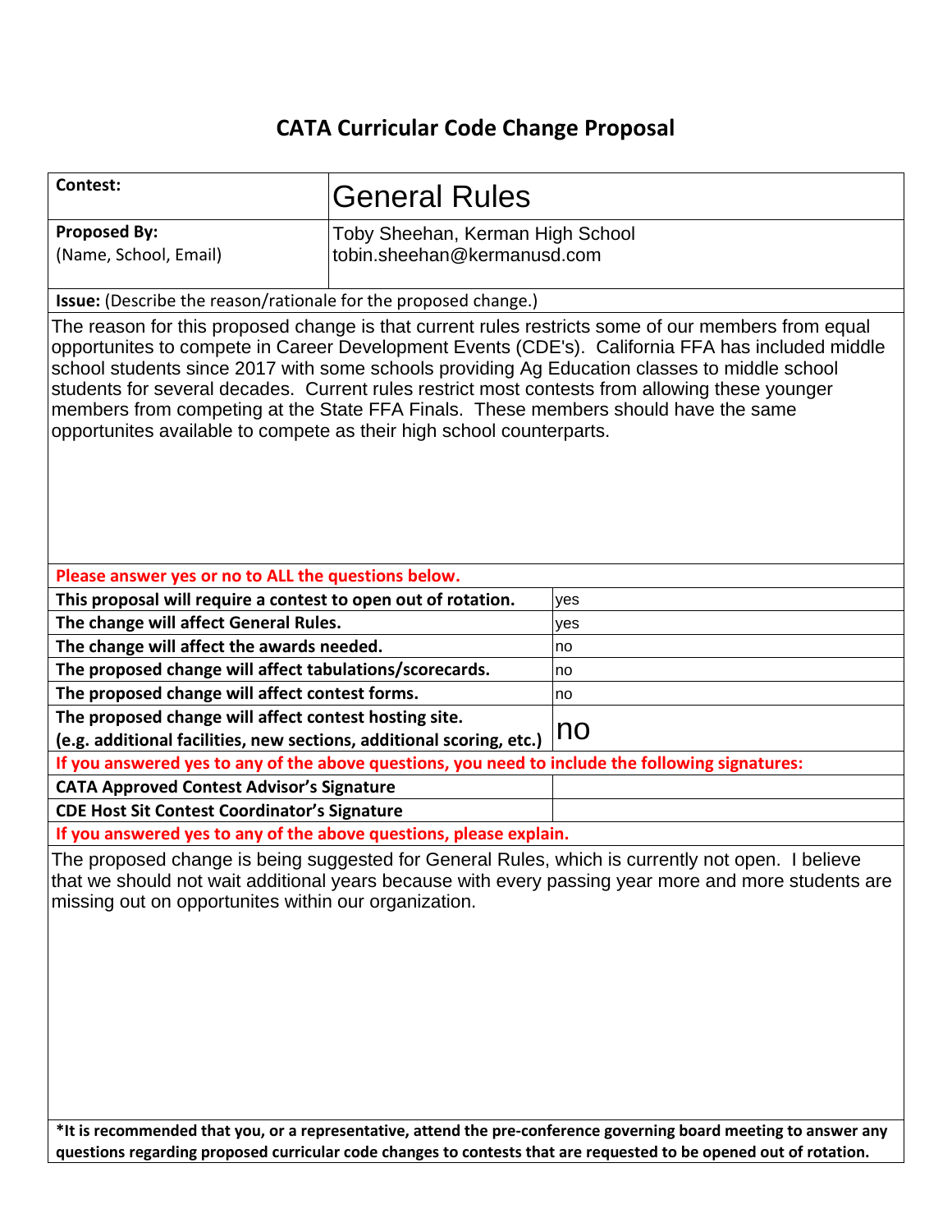# CATA Curricular Code Change Proposal

| **Contest:** | General Rules |
|---|---|
| **Proposed By:** (Name, School, Email) | Toby Sheehan, Kerman High School tobin.sheehan@kermanusd.com |

**Issue:** (Describe the reason/rationale for the proposed change.)

The reason for this proposed change is that current rules restricts some of our members from equal opportunites to compete in Career Development Events (CDE's). California FFA has included middle school students since 2017 with some schools providing Ag Education classes to middle school students for several decades. Current rules restrict most contests from allowing these younger members from competing at the State FFA Finals. These members should have the same opportunites available to compete as their high school counterparts.

**Please answer yes or no to ALL the questions below.**

| Question | Answer |
|---|---|
| **This proposal will require a contest to open out of rotation.** | yes |
| **The change will affect General Rules.** | yes |
| **The change will affect the awards needed.** | no |
| **The proposed change will affect tabulations/scorecards.** | no |
| **The proposed change will affect contest forms.** | no |
| **The proposed change will affect contest hosting site.** (e.g. additional facilities, new sections, additional scoring, etc.) | no |

**If you answered yes to any of the above questions, you need to include the following signatures:**

| Signature | |
|---|---|
| **CATA Approved Contest Advisor's Signature** | |
| **CDE Host Sit Contest Coordinator's Signature** | |

**If you answered yes to any of the above questions, please explain.**

The proposed change is being suggested for General Rules, which is currently not open. I believe that we should not wait additional years because with every passing year more and more students are missing out on opportunites within our organization.

**\*It is recommended that you, or a representative, attend the pre-conference governing board meeting to answer any questions regarding proposed curricular code changes to contests that are requested to be opened out of rotation.**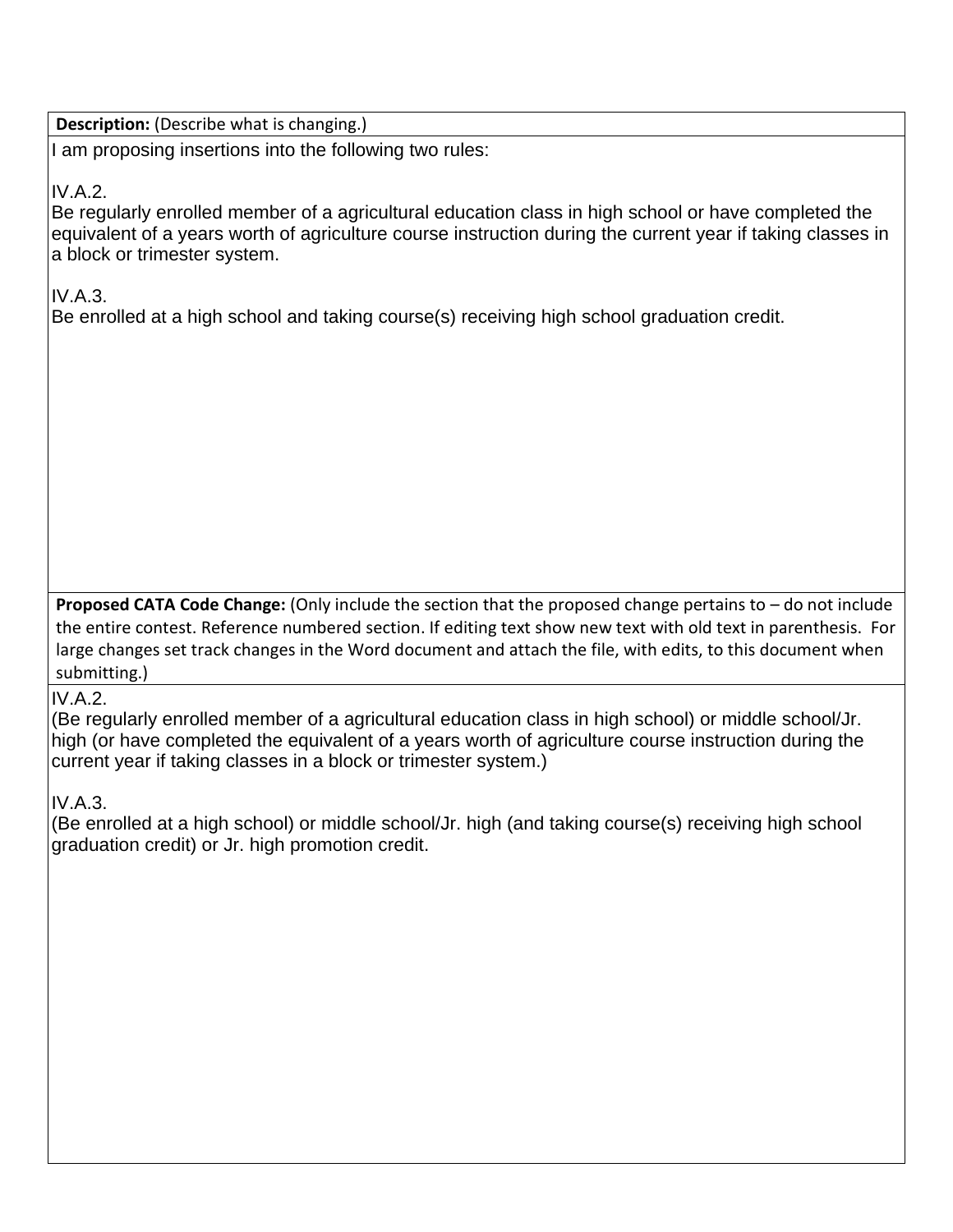**Description:** (Describe what is changing.)

I am proposing insertions into the following two rules:

IV.A.2.
Be regularly enrolled member of a agricultural education class in high school or have completed the equivalent of a years worth of agriculture course instruction during the current year if taking classes in a block or trimester system.

IV.A.3.
Be enrolled at a high school and taking course(s) receiving high school graduation credit.

**Proposed CATA Code Change:** (Only include the section that the proposed change pertains to – do not include the entire contest. Reference numbered section. If editing text show new text with old text in parenthesis. For large changes set track changes in the Word document and attach the file, with edits, to this document when submitting.)

IV.A.2.
(Be regularly enrolled member of a agricultural education class in high school) or middle school/Jr. high (or have completed the equivalent of a years worth of agriculture course instruction during the current year if taking classes in a block or trimester system.)

IV.A.3.
(Be enrolled at a high school) or middle school/Jr. high (and taking course(s) receiving high school graduation credit) or Jr. high promotion credit.